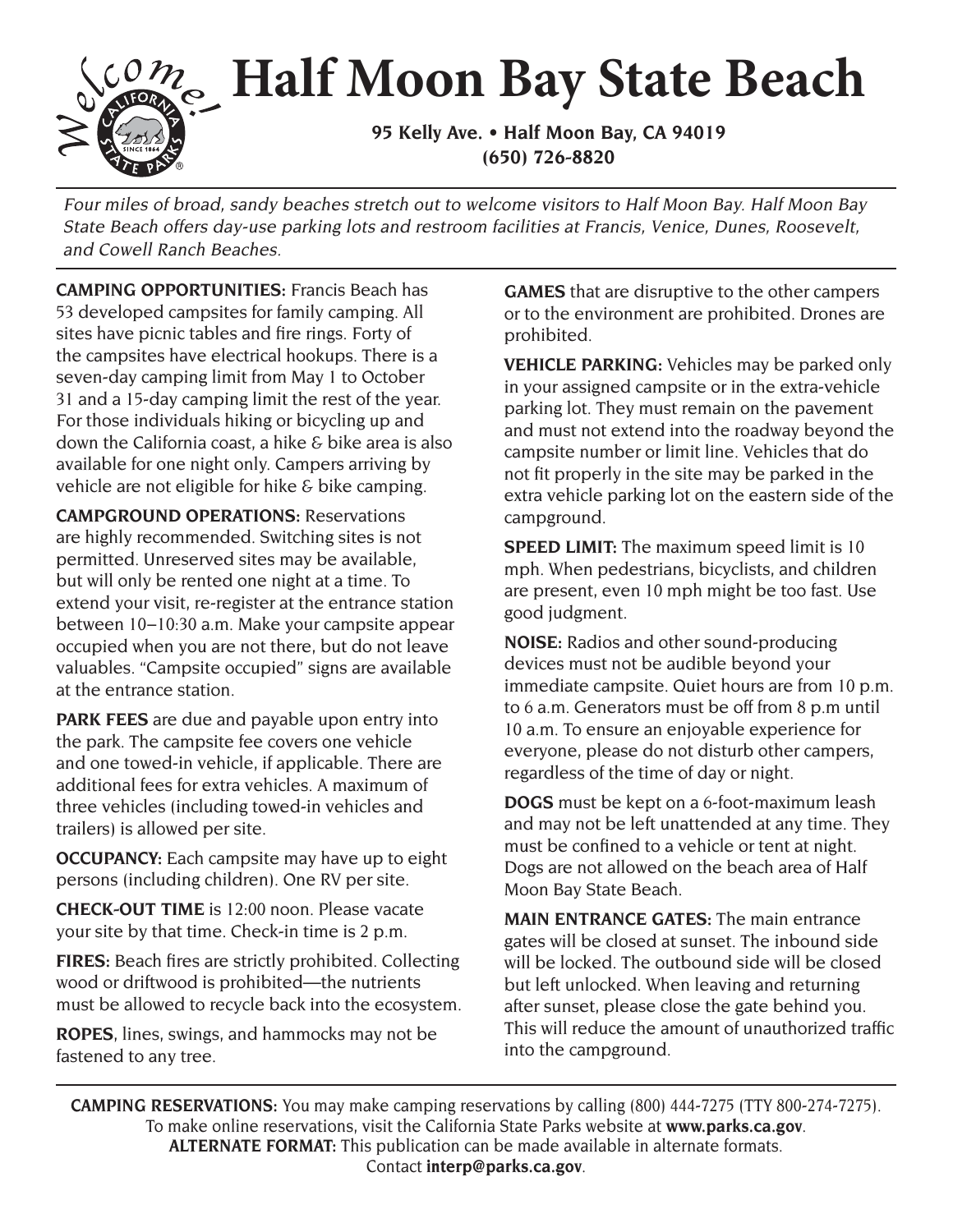# Half Moon Bay State Beach

**95 Kelly Ave. • Half Moon Bay, CA 94019**
**(650) 726-8820**

*Four miles of broad, sandy beaches stretch out to welcome visitors to Half Moon Bay. Half Moon Bay State Beach offers day-use parking lots and restroom facilities at Francis, Venice, Dunes, Roosevelt, and Cowell Ranch Beaches.*

**CAMPING OPPORTUNITIES:** Francis Beach has 53 developed campsites for family camping. All sites have picnic tables and fire rings. Forty of the campsites have electrical hookups. There is a seven-day camping limit from May 1 to October 31 and a 15-day camping limit the rest of the year. For those individuals hiking or bicycling up and down the California coast, a hike & bike area is also available for one night only. Campers arriving by vehicle are not eligible for hike & bike camping.

**CAMPGROUND OPERATIONS:** Reservations are highly recommended. Switching sites is not permitted. Unreserved sites may be available, but will only be rented one night at a time. To extend your visit, re-register at the entrance station between 10–10:30 a.m. Make your campsite appear occupied when you are not there, but do not leave valuables. "Campsite occupied" signs are available at the entrance station.

**PARK FEES** are due and payable upon entry into the park. The campsite fee covers one vehicle and one towed-in vehicle, if applicable. There are additional fees for extra vehicles. A maximum of three vehicles (including towed-in vehicles and trailers) is allowed per site.

**OCCUPANCY:** Each campsite may have up to eight persons (including children). One RV per site.

**CHECK-OUT TIME** is 12:00 noon. Please vacate your site by that time. Check-in time is 2 p.m.

**FIRES:** Beach fires are strictly prohibited. Collecting wood or driftwood is prohibited—the nutrients must be allowed to recycle back into the ecosystem.

**ROPES**, lines, swings, and hammocks may not be fastened to any tree.

**GAMES** that are disruptive to the other campers or to the environment are prohibited. Drones are prohibited.

**VEHICLE PARKING:** Vehicles may be parked only in your assigned campsite or in the extra-vehicle parking lot. They must remain on the pavement and must not extend into the roadway beyond the campsite number or limit line. Vehicles that do not fit properly in the site may be parked in the extra vehicle parking lot on the eastern side of the campground.

**SPEED LIMIT:** The maximum speed limit is 10 mph. When pedestrians, bicyclists, and children are present, even 10 mph might be too fast. Use good judgment.

**NOISE:** Radios and other sound-producing devices must not be audible beyond your immediate campsite. Quiet hours are from 10 p.m. to 6 a.m. Generators must be off from 8 p.m until 10 a.m. To ensure an enjoyable experience for everyone, please do not disturb other campers, regardless of the time of day or night.

**DOGS** must be kept on a 6-foot-maximum leash and may not be left unattended at any time. They must be confined to a vehicle or tent at night. Dogs are not allowed on the beach area of Half Moon Bay State Beach.

**MAIN ENTRANCE GATES:** The main entrance gates will be closed at sunset. The inbound side will be locked. The outbound side will be closed but left unlocked. When leaving and returning after sunset, please close the gate behind you. This will reduce the amount of unauthorized traffic into the campground.

**CAMPING RESERVATIONS:** You may make camping reservations by calling (800) 444-7275 (TTY 800-274-7275). To make online reservations, visit the California State Parks website at **www.parks.ca.gov**.
**ALTERNATE FORMAT:** This publication can be made available in alternate formats. Contact **interp@parks.ca.gov**.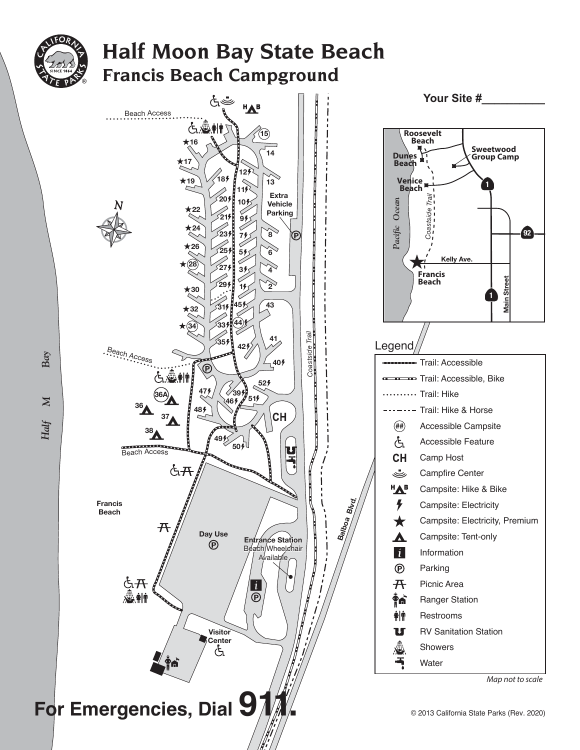# Half Moon Bay State Beach

## Francis Beach Campground

**Your Site #__________**

Beach Access

Extra Vehicle Parking

Coastside Trail

CH

Beach Access

Beach Access

Francis Beach

Day Use

Entrance Station

Beach Wheelchair Available

Visitor Center

Balboa Blvd.

Half Moon Bay

N

Roosevelt Beach

Dunes Beach

Sweetwood Group Camp

Venice Beach

Pacific Ocean

Coastside Trail

Kelly Ave.

Francis Beach

Main Street

Legend

- Trail: Accessible
- Trail: Accessible, Bike
- Trail: Hike
- Trail: Hike & Horse
- Accessible Campsite
- Accessible Feature
- CH Camp Host
- Campfire Center
- Campsite: Hike & Bike
- Campsite: Electricity
- Campsite: Electricity, Premium
- Campsite: Tent-only
- Information
- Parking
- Picnic Area
- Ranger Station
- Restrooms
- RV Sanitation Station
- Showers
- Water

*Map not to scale*

**For Emergencies, Dial 911.**

© 2013 California State Parks (Rev. 2020)